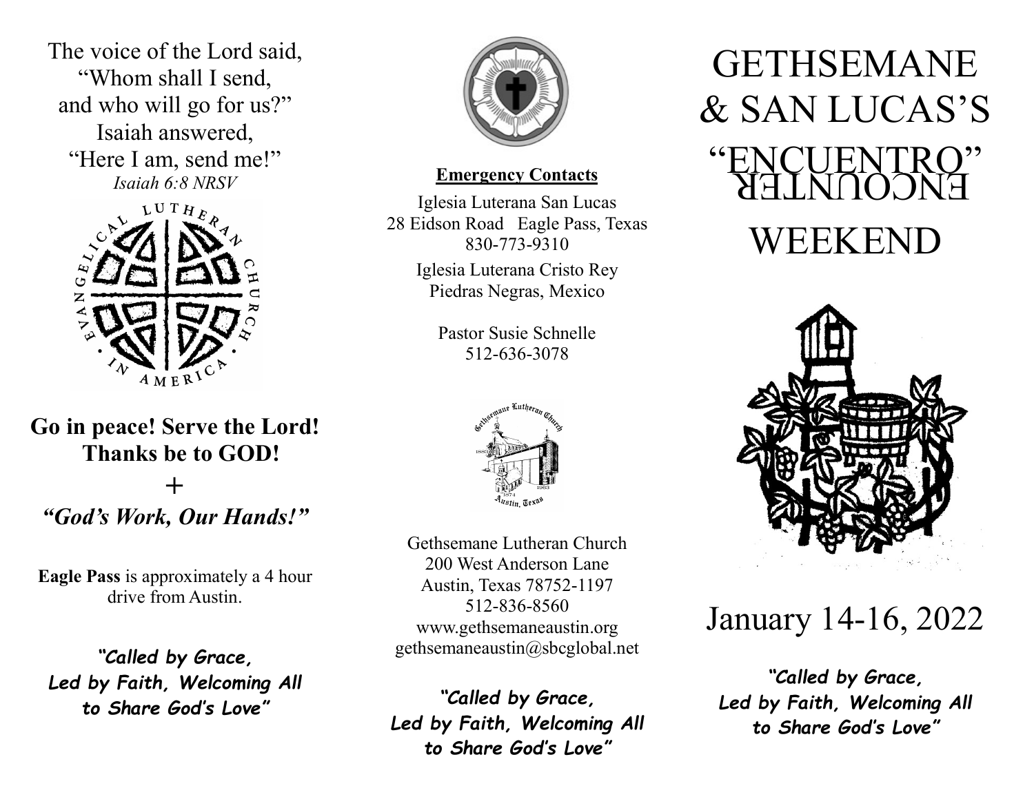The voice of the Lord said,
"Whom shall I send,
and who will go for us?"
Isaiah answered,
"Here I am, send me!"
*Isaiah 6:8 NRSV*

EVANGELICAL LUTHERAN CHURCH IN AMERICA

**Go in peace! Serve the Lord!**
**Thanks be to GOD!**

+

***"God's Work, Our Hands!"***

**Eagle Pass** is approximately a 4 hour drive from Austin.

***"Called by Grace, Led by Faith, Welcoming All to Share God's Love"***

**Emergency Contacts**

Iglesia Luterana San Lucas
28 Eidson Road Eagle Pass, Texas
830-773-9310

Iglesia Luterana Cristo Rey
Piedras Negras, Mexico

Pastor Susie Schnelle
512-636-3078

Gethsemane Lutheran Church
Austin, Texas

Gethsemane Lutheran Church
200 West Anderson Lane
Austin, Texas 78752-1197
512-836-8560
www.gethsemaneaustin.org
gethsemaneaustin@sbcglobal.net

***"Called by Grace, Led by Faith, Welcoming All to Share God's Love"***

# GETHSEMANE & SAN LUCAS'S "ENCUENTRO" ENCOUNTER WEEKEND

## January 14-16, 2022

***"Called by Grace, Led by Faith, Welcoming All to Share God's Love"***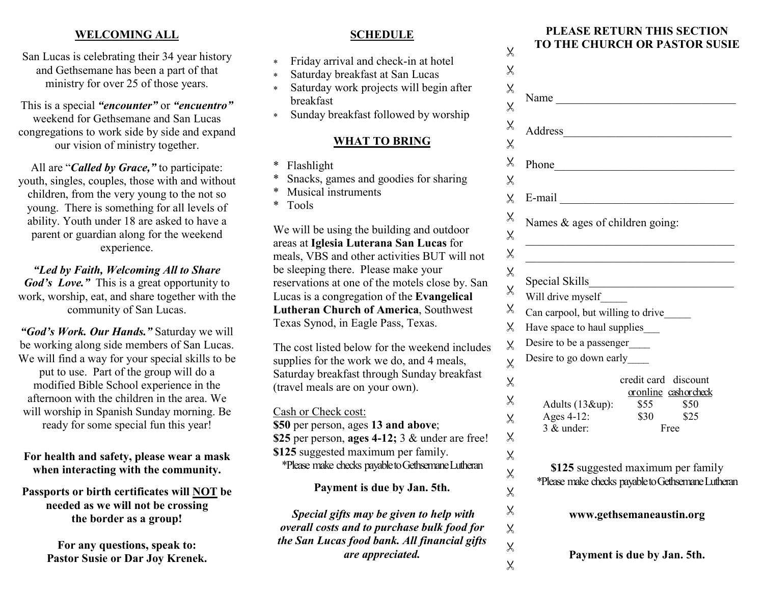## WELCOMING ALL

San Lucas is celebrating their 34 year history and Gethsemane has been a part of that ministry for over 25 of those years.

This is a special ***"encounter"*** or ***"encuentro"*** weekend for Gethsemane and San Lucas congregations to work side by side and expand our vision of ministry together.

All are "***Called by Grace,"*** to participate: youth, singles, couples, those with and without children, from the very young to the not so young. There is something for all levels of ability. Youth under 18 are asked to have a parent or guardian along for the weekend experience.

***"Led by Faith, Welcoming All to Share God's Love."*** This is a great opportunity to work, worship, eat, and share together with the community of San Lucas.

***"God's Work. Our Hands."*** Saturday we will be working along side members of San Lucas. We will find a way for your special skills to be put to use. Part of the group will do a modified Bible School experience in the afternoon with the children in the area. We will worship in Spanish Sunday morning. Be ready for some special fun this year!

**For health and safety, please wear a mask when interacting with the community.**

**Passports or birth certificates will NOT be needed as we will not be crossing the border as a group!**

**For any questions, speak to: Pastor Susie or Dar Joy Krenek.**

## SCHEDULE

- Friday arrival and check-in at hotel
- Saturday breakfast at San Lucas
- Saturday work projects will begin after breakfast
- Sunday breakfast followed by worship

## WHAT TO BRING

- Flashlight
- Snacks, games and goodies for sharing
- Musical instruments
- Tools

We will be using the building and outdoor areas at **Iglesia Luterana San Lucas** for meals, VBS and other activities BUT will not be sleeping there. Please make your reservations at one of the motels close by. San Lucas is a congregation of the **Evangelical Lutheran Church of America**, Southwest Texas Synod, in Eagle Pass, Texas.

The cost listed below for the weekend includes supplies for the work we do, and 4 meals, Saturday breakfast through Sunday breakfast (travel meals are on your own).

Cash or Check cost:
**$50** per person, ages **13 and above**;
**$25** per person, **ages 4-12;** 3 & under are free!
**$125** suggested maximum per family.
*Please make checks payable to Gethsemane Lutheran

**Payment is due by Jan. 5th.**

***Special gifts may be given to help with overall costs and to purchase bulk food for the San Lucas food bank. All financial gifts are appreciated.***

## PLEASE RETURN THIS SECTION TO THE CHURCH OR PASTOR SUSIE

Name ______________________________

Address______________________________

Phone______________________________

E-mail ______________________________

Names & ages of children going:
______________________________
______________________________

Special Skills______________________________

Will drive myself_____

Can carpool, but willing to drive_____

Have space to haul supplies___

Desire to be a passenger____

Desire to go down early____

| | credit card or online | discount cash or check |
|---|---|---|
| Adults (13&up): | $55 | $50 |
| Ages 4-12: | $30 | $25 |
| 3 & under: | Free | |

**$125** suggested maximum per family
*Please make checks payable to Gethsemane Lutheran

**www.gethsemaneaustin.org**

**Payment is due by Jan. 5th.**